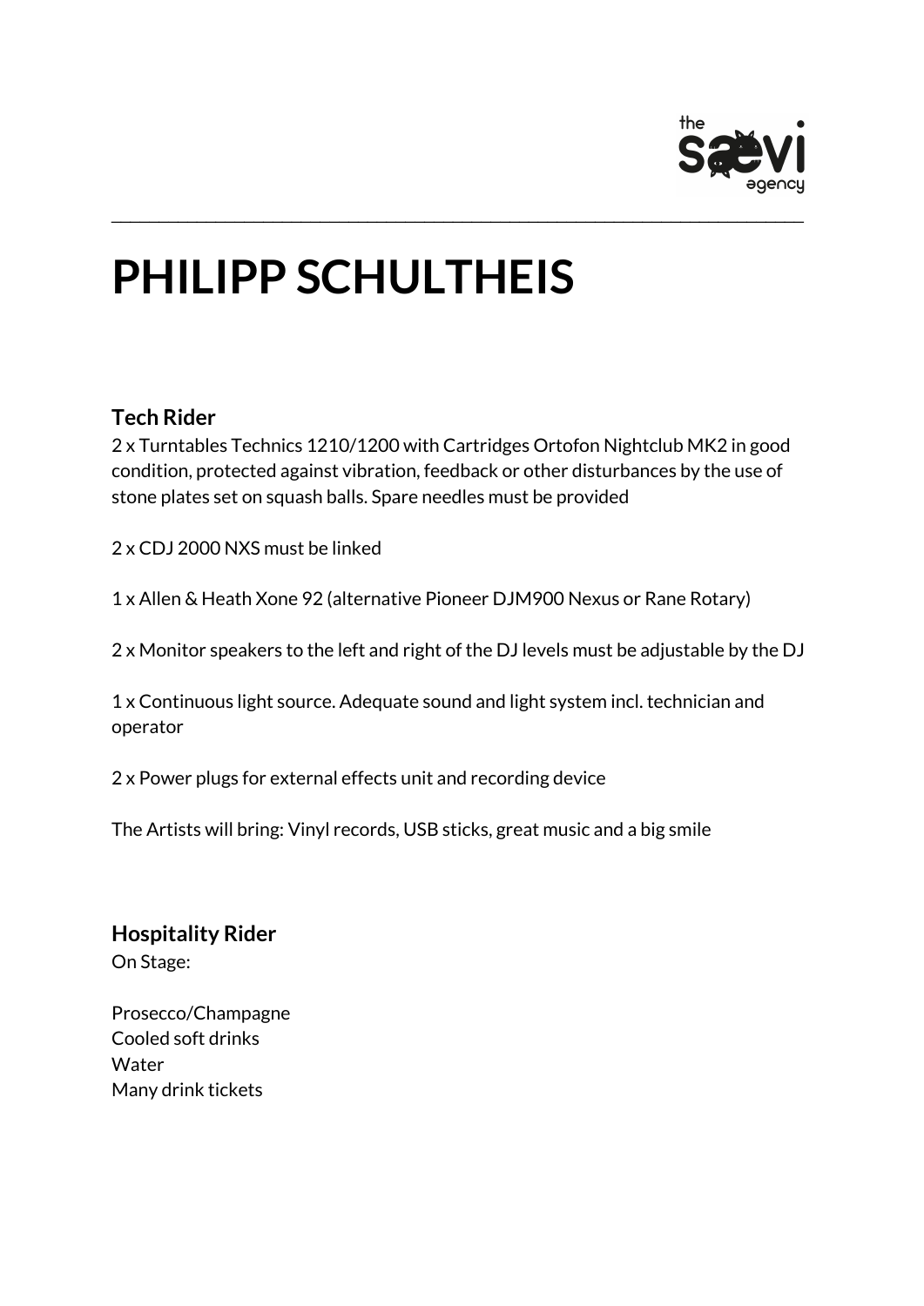# PHILIPP SCHULTHEIS

## Tech Rider

2 x Turntables Technics 1210/1200 with Cartridges Ortofon Nightclub MK2 in good condition, protected against vibration, feedback or other disturbances by the use of stone plates set on squash balls. Spare needles must be provided

2 x CDJ 2000 NXS must be linked

1 x Allen & Heath Xone 92 (alternative Pioneer DJM900 Nexus or Rane Rotary)

2 x Monitor speakers to the left and right of the DJ levels must be adjustable by the DJ

1 x Continuous light source. Adequate sound and light system incl. technician and operator

2 x Power plugs for external effects unit and recording device

The Artists will bring: Vinyl records, USB sticks, great music and a big smile

## Hospitality Rider

On Stage:

Prosecco/Champagne
Cooled soft drinks
Water
Many drink tickets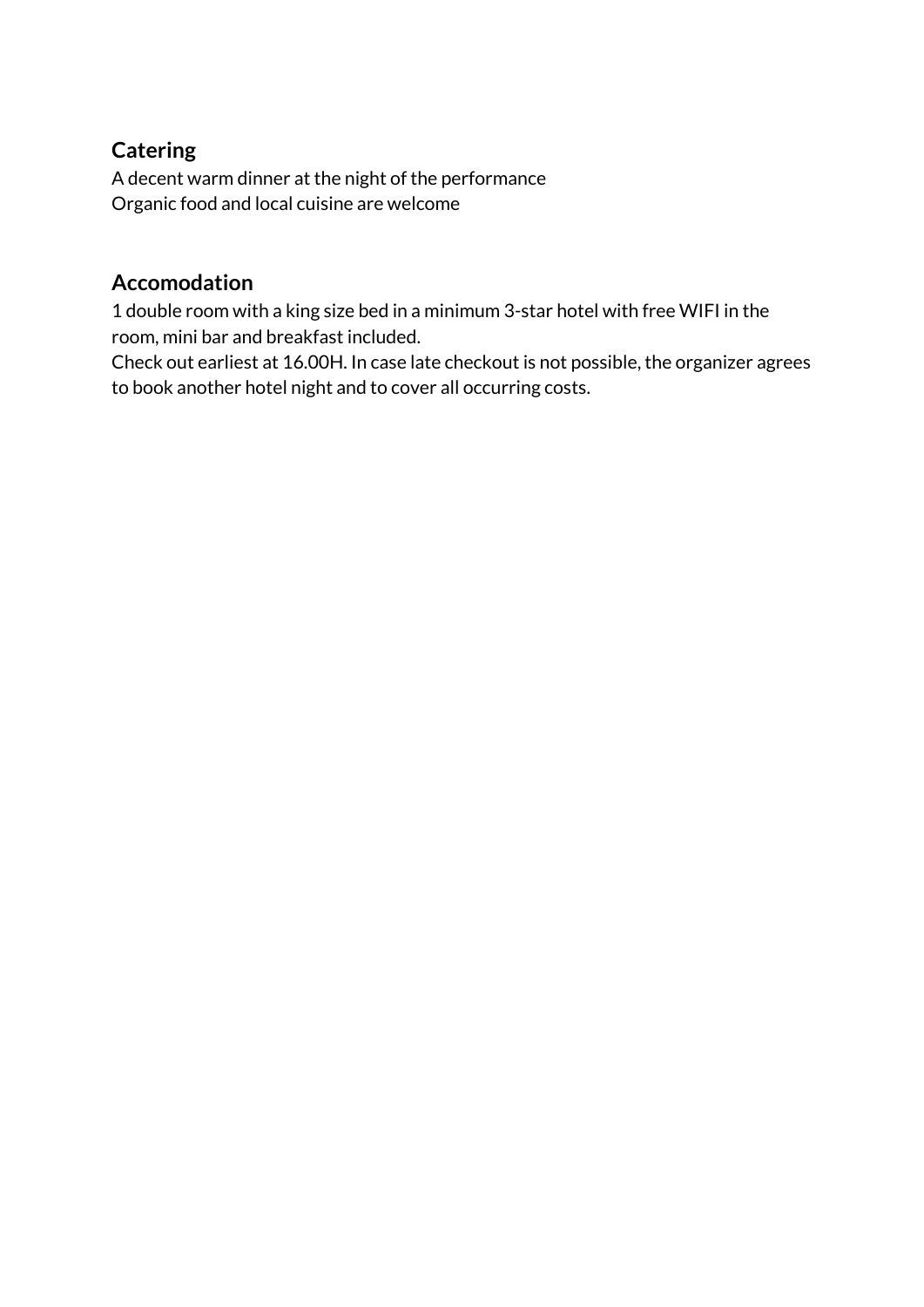## Catering

A decent warm dinner at the night of the performance
Organic food and local cuisine are welcome

## Accomodation

1 double room with a king size bed in a minimum 3-star hotel with free WIFI in the room, mini bar and breakfast included.
Check out earliest at 16.00H. In case late checkout is not possible, the organizer agrees to book another hotel night and to cover all occurring costs.